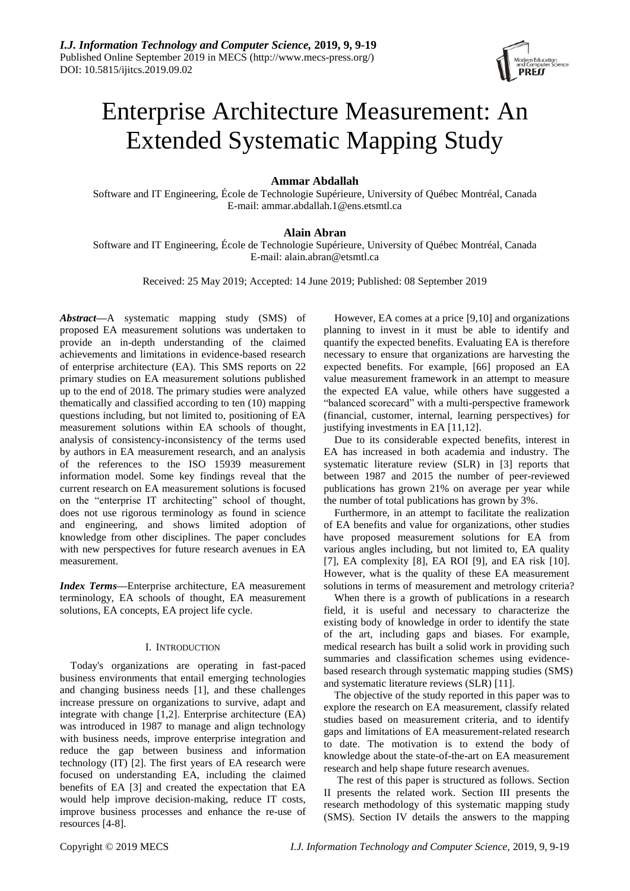# Enterprise Architecture Measurement: An Extended Systematic Mapping Study

**Ammar Abdallah**

Software and IT Engineering, École de Technologie Supérieure, University of Québec Montréal, Canada
E-mail: ammar.abdallah.1@ens.etsmtl.ca

**Alain Abran**

Software and IT Engineering, École de Technologie Supérieure, University of Québec Montréal, Canada
E-mail: alain.abran@etsmtl.ca

Received: 25 May 2019; Accepted: 14 June 2019; Published: 08 September 2019

***Abstract*****—**A systematic mapping study (SMS) of proposed EA measurement solutions was undertaken to provide an in-depth understanding of the claimed achievements and limitations in evidence-based research of enterprise architecture (EA). This SMS reports on 22 primary studies on EA measurement solutions published up to the end of 2018. The primary studies were analyzed thematically and classified according to ten (10) mapping questions including, but not limited to, positioning of EA measurement solutions within EA schools of thought, analysis of consistency-inconsistency of the terms used by authors in EA measurement research, and an analysis of the references to the ISO 15939 measurement information model. Some key findings reveal that the current research on EA measurement solutions is focused on the "enterprise IT architecting" school of thought, does not use rigorous terminology as found in science and engineering, and shows limited adoption of knowledge from other disciplines. The paper concludes with new perspectives for future research avenues in EA measurement.

***Index Terms*****—**Enterprise architecture, EA measurement terminology, EA schools of thought, EA measurement solutions, EA concepts, EA project life cycle.

## I. Introduction

Today's organizations are operating in fast-paced business environments that entail emerging technologies and changing business needs [1], and these challenges increase pressure on organizations to survive, adapt and integrate with change [1,2]. Enterprise architecture (EA) was introduced in 1987 to manage and align technology with business needs, improve enterprise integration and reduce the gap between business and information technology (IT) [2]. The first years of EA research were focused on understanding EA, including the claimed benefits of EA [3] and created the expectation that EA would help improve decision-making, reduce IT costs, improve business processes and enhance the re-use of resources [4-8].

However, EA comes at a price [9,10] and organizations planning to invest in it must be able to identify and quantify the expected benefits. Evaluating EA is therefore necessary to ensure that organizations are harvesting the expected benefits. For example, [66] proposed an EA value measurement framework in an attempt to measure the expected EA value, while others have suggested a "balanced scorecard" with a multi-perspective framework (financial, customer, internal, learning perspectives) for justifying investments in EA [11,12].

Due to its considerable expected benefits, interest in EA has increased in both academia and industry. The systematic literature review (SLR) in [3] reports that between 1987 and 2015 the number of peer-reviewed publications has grown 21% on average per year while the number of total publications has grown by 3%.

Furthermore, in an attempt to facilitate the realization of EA benefits and value for organizations, other studies have proposed measurement solutions for EA from various angles including, but not limited to, EA quality [7], EA complexity [8], EA ROI [9], and EA risk [10]. However, what is the quality of these EA measurement solutions in terms of measurement and metrology criteria?

When there is a growth of publications in a research field, it is useful and necessary to characterize the existing body of knowledge in order to identify the state of the art, including gaps and biases. For example, medical research has built a solid work in providing such summaries and classification schemes using evidence-based research through systematic mapping studies (SMS) and systematic literature reviews (SLR) [11].

The objective of the study reported in this paper was to explore the research on EA measurement, classify related studies based on measurement criteria, and to identify gaps and limitations of EA measurement-related research to date. The motivation is to extend the body of knowledge about the state-of-the-art on EA measurement research and help shape future research avenues.

The rest of this paper is structured as follows. Section II presents the related work. Section III presents the research methodology of this systematic mapping study (SMS). Section IV details the answers to the mapping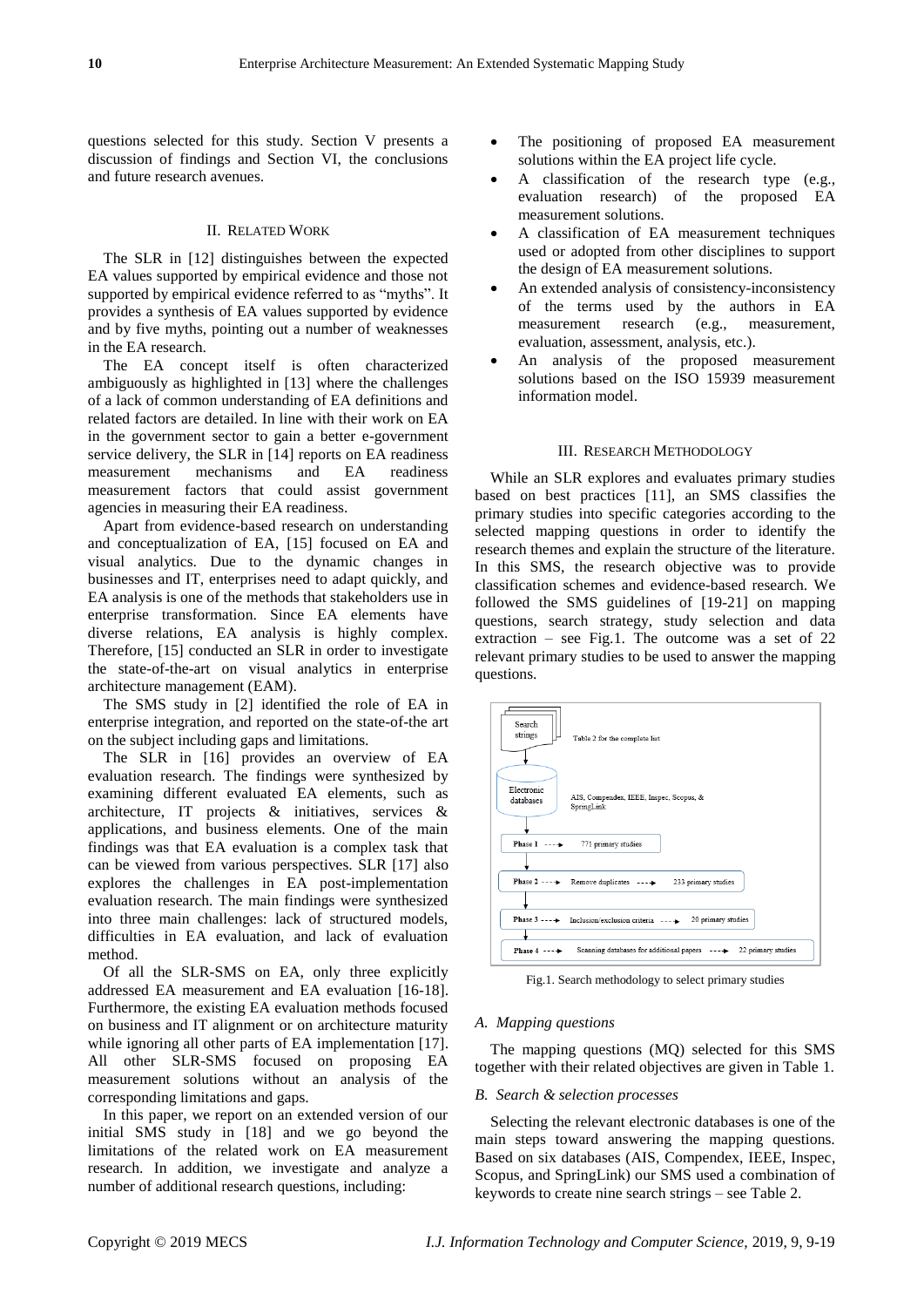questions selected for this study. Section V presents a discussion of findings and Section VI, the conclusions and future research avenues.

## II. Related Work

The SLR in [12] distinguishes between the expected EA values supported by empirical evidence and those not supported by empirical evidence referred to as "myths". It provides a synthesis of EA values supported by evidence and by five myths, pointing out a number of weaknesses in the EA research.

The EA concept itself is often characterized ambiguously as highlighted in [13] where the challenges of a lack of common understanding of EA definitions and related factors are detailed. In line with their work on EA in the government sector to gain a better e-government service delivery, the SLR in [14] reports on EA readiness measurement mechanisms and EA readiness measurement factors that could assist government agencies in measuring their EA readiness.

Apart from evidence-based research on understanding and conceptualization of EA, [15] focused on EA and visual analytics. Due to the dynamic changes in businesses and IT, enterprises need to adapt quickly, and EA analysis is one of the methods that stakeholders use in enterprise transformation. Since EA elements have diverse relations, EA analysis is highly complex. Therefore, [15] conducted an SLR in order to investigate the state-of-the-art on visual analytics in enterprise architecture management (EAM).

The SMS study in [2] identified the role of EA in enterprise integration, and reported on the state-of-the art on the subject including gaps and limitations.

The SLR in [16] provides an overview of EA evaluation research. The findings were synthesized by examining different evaluated EA elements, such as architecture, IT projects & initiatives, services & applications, and business elements. One of the main findings was that EA evaluation is a complex task that can be viewed from various perspectives. SLR [17] also explores the challenges in EA post-implementation evaluation research. The main findings were synthesized into three main challenges: lack of structured models, difficulties in EA evaluation, and lack of evaluation method.

Of all the SLR-SMS on EA, only three explicitly addressed EA measurement and EA evaluation [16-18]. Furthermore, the existing EA evaluation methods focused on business and IT alignment or on architecture maturity while ignoring all other parts of EA implementation [17]. All other SLR-SMS focused on proposing EA measurement solutions without an analysis of the corresponding limitations and gaps.

In this paper, we report on an extended version of our initial SMS study in [18] and we go beyond the limitations of the related work on EA measurement research. In addition, we investigate and analyze a number of additional research questions, including:

- The positioning of proposed EA measurement solutions within the EA project life cycle.
- A classification of the research type (e.g., evaluation research) of the proposed EA measurement solutions.
- A classification of EA measurement techniques used or adopted from other disciplines to support the design of EA measurement solutions.
- An extended analysis of consistency-inconsistency of the terms used by the authors in EA measurement research (e.g., measurement, evaluation, assessment, analysis, etc.).
- An analysis of the proposed measurement solutions based on the ISO 15939 measurement information model.

## III. Research Methodology

While an SLR explores and evaluates primary studies based on best practices [11], an SMS classifies the primary studies into specific categories according to the selected mapping questions in order to identify the research themes and explain the structure of the literature. In this SMS, the research objective was to provide classification schemes and evidence-based research. We followed the SMS guidelines of [19-21] on mapping questions, search strategy, study selection and data extraction – see Fig.1. The outcome was a set of 22 relevant primary studies to be used to answer the mapping questions.

Search strings — Table 2 for the complete list

Electronic databases — AIS, Compendex, IEEE, Inspec, Scopus, & SpringLink

Phase 1 ---→ 771 primary studies

Phase 2 ---→ Remove duplicates ---→ 233 primary studies

Phase 3 ---→ Inclusion/exclusion criteria ---→ 20 primary studies

Phase 4 ---→ Scanning databases for additional papers ---→ 22 primary studies

Fig.1. Search methodology to select primary studies

### A. Mapping questions

The mapping questions (MQ) selected for this SMS together with their related objectives are given in Table 1.

### B. Search & selection processes

Selecting the relevant electronic databases is one of the main steps toward answering the mapping questions. Based on six databases (AIS, Compendex, IEEE, Inspec, Scopus, and SpringLink) our SMS used a combination of keywords to create nine search strings – see Table 2.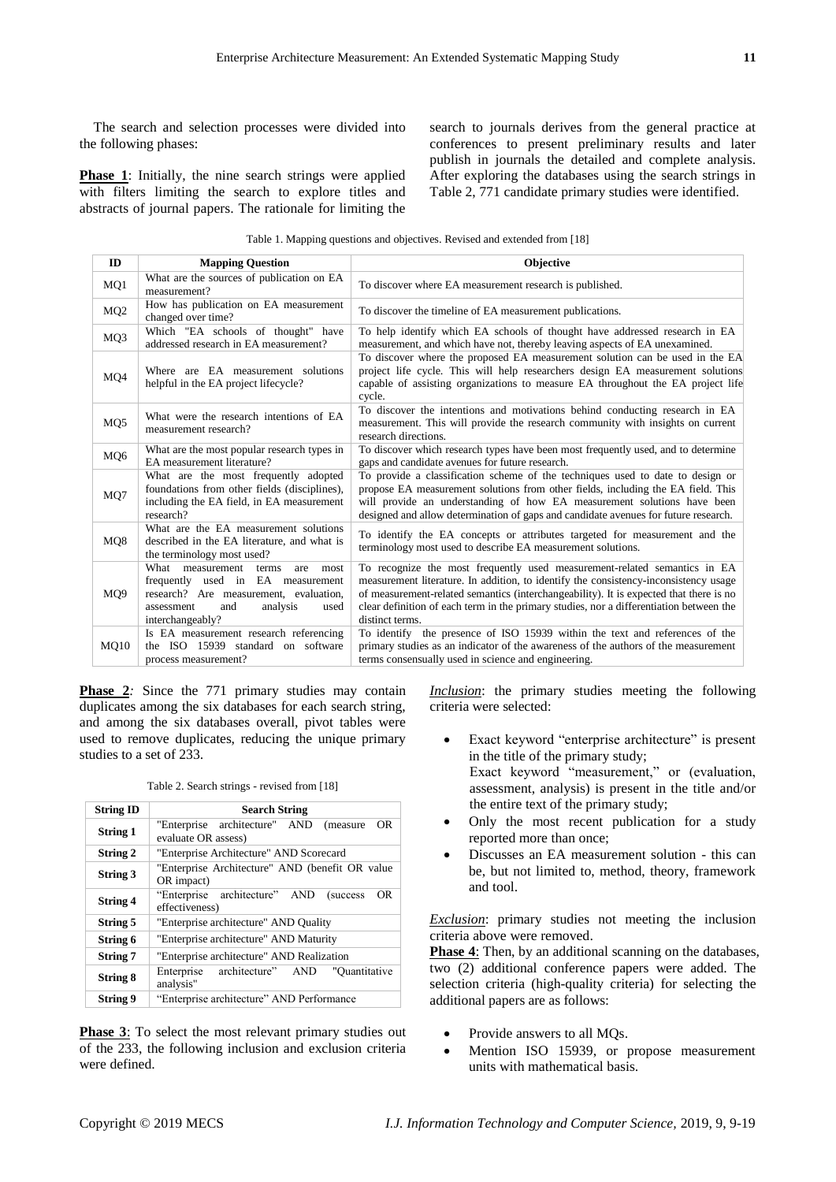The search and selection processes were divided into the following phases:

**Phase 1**: Initially, the nine search strings were applied with filters limiting the search to explore titles and abstracts of journal papers. The rationale for limiting the search to journals derives from the general practice at conferences to present preliminary results and later publish in journals the detailed and complete analysis. After exploring the databases using the search strings in Table 2, 771 candidate primary studies were identified.

Table 1. Mapping questions and objectives. Revised and extended from [18]

| ID | Mapping Question | Objective |
|---|---|---|
| MQ1 | What are the sources of publication on EA measurement? | To discover where EA measurement research is published. |
| MQ2 | How has publication on EA measurement changed over time? | To discover the timeline of EA measurement publications. |
| MQ3 | Which "EA schools of thought" have addressed research in EA measurement? | To help identify which EA schools of thought have addressed research in EA measurement, and which have not, thereby leaving aspects of EA unexamined. |
| MQ4 | Where are EA measurement solutions helpful in the EA project lifecycle? | To discover where the proposed EA measurement solution can be used in the EA project life cycle. This will help researchers design EA measurement solutions capable of assisting organizations to measure EA throughout the EA project life cycle. |
| MQ5 | What were the research intentions of EA measurement research? | To discover the intentions and motivations behind conducting research in EA measurement. This will provide the research community with insights on current research directions. |
| MQ6 | What are the most popular research types in EA measurement literature? | To discover which research types have been most frequently used, and to determine gaps and candidate avenues for future research. |
| MQ7 | What are the most frequently adopted foundations from other fields (disciplines), including the EA field, in EA measurement research? | To provide a classification scheme of the techniques used to date to design or propose EA measurement solutions from other fields, including the EA field. This will provide an understanding of how EA measurement solutions have been designed and allow determination of gaps and candidate avenues for future research. |
| MQ8 | What are the EA measurement solutions described in the EA literature, and what is the terminology most used? | To identify the EA concepts or attributes targeted for measurement and the terminology most used to describe EA measurement solutions. |
| MQ9 | What measurement terms are most frequently used in EA measurement research? Are measurement, evaluation, assessment and analysis used interchangeably? | To recognize the most frequently used measurement-related semantics in EA measurement literature. In addition, to identify the consistency-inconsistency usage of measurement-related semantics (interchangeability). It is expected that there is no clear definition of each term in the primary studies, nor a differentiation between the distinct terms. |
| MQ10 | Is EA measurement research referencing the ISO 15939 standard on software process measurement? | To identify the presence of ISO 15939 within the text and references of the primary studies as an indicator of the awareness of the authors of the measurement terms consensually used in science and engineering. |

**Phase 2**: Since the 771 primary studies may contain duplicates among the six databases for each search string, and among the six databases overall, pivot tables were used to remove duplicates, reducing the unique primary studies to a set of 233.

Table 2. Search strings - revised from [18]

| String ID | Search String |
|---|---|
| **String 1** | "Enterprise architecture" AND (measure OR evaluate OR assess) |
| **String 2** | "Enterprise Architecture" AND Scorecard |
| **String 3** | "Enterprise Architecture" AND (benefit OR value OR impact) |
| **String 4** | "Enterprise architecture" AND (success OR effectiveness) |
| **String 5** | "Enterprise architecture" AND Quality |
| **String 6** | "Enterprise architecture" AND Maturity |
| **String 7** | "Enterprise architecture" AND Realization |
| **String 8** | Enterprise architecture" AND "Quantitative analysis" |
| **String 9** | "Enterprise architecture" AND Performance |

**Phase 3**: To select the most relevant primary studies out of the 233, the following inclusion and exclusion criteria were defined.

*Inclusion*: the primary studies meeting the following criteria were selected:

- Exact keyword "enterprise architecture" is present in the title of the primary study;
  Exact keyword "measurement," or (evaluation, assessment, analysis) is present in the title and/or the entire text of the primary study;
- Only the most recent publication for a study reported more than once;
- Discusses an EA measurement solution - this can be, but not limited to, method, theory, framework and tool.

*Exclusion*: primary studies not meeting the inclusion criteria above were removed.

**Phase 4**: Then, by an additional scanning on the databases, two (2) additional conference papers were added. The selection criteria (high-quality criteria) for selecting the additional papers are as follows:

- Provide answers to all MQs.
- Mention ISO 15939, or propose measurement units with mathematical basis.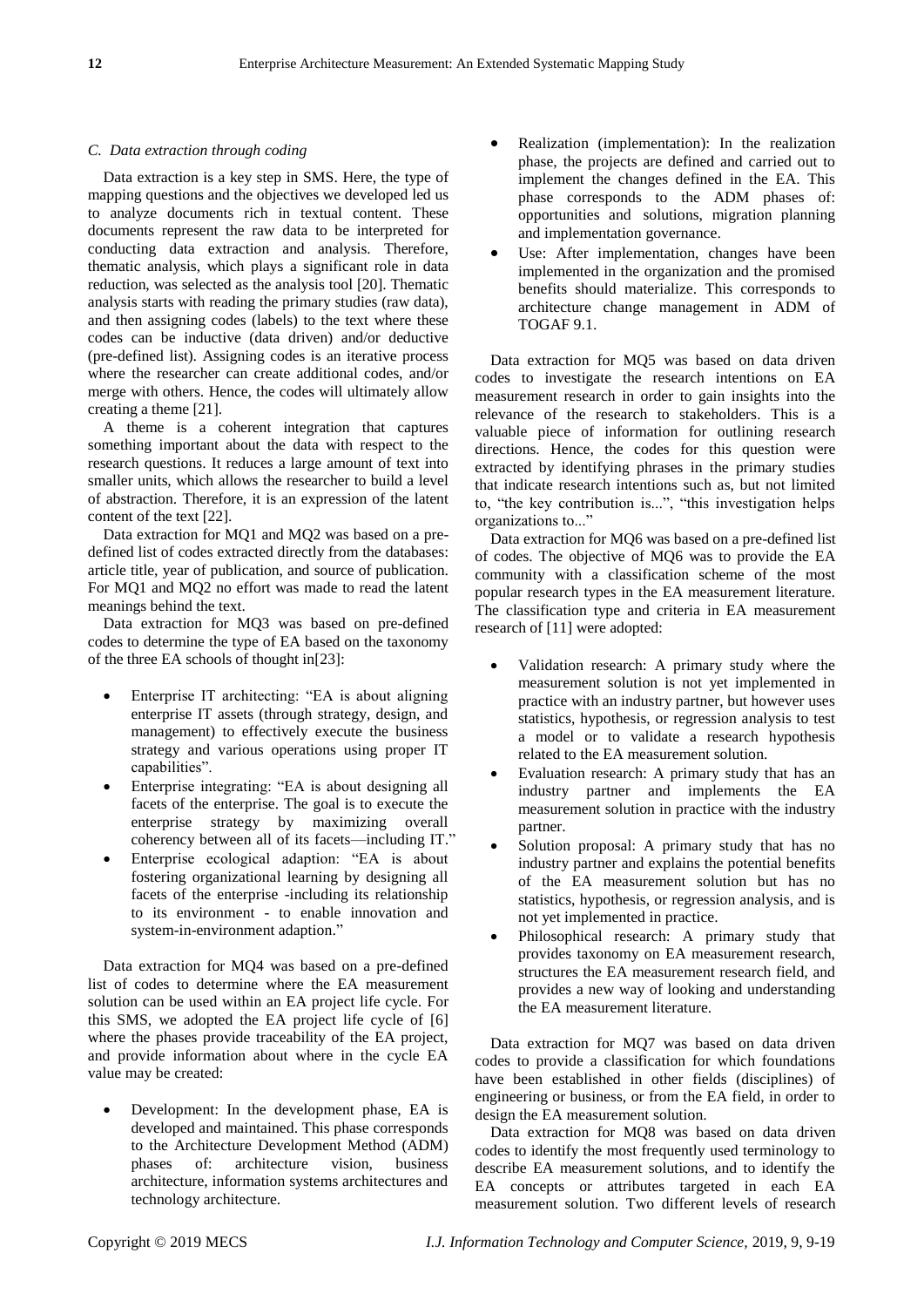### *C. Data extraction through coding*

Data extraction is a key step in SMS. Here, the type of mapping questions and the objectives we developed led us to analyze documents rich in textual content. These documents represent the raw data to be interpreted for conducting data extraction and analysis. Therefore, thematic analysis, which plays a significant role in data reduction, was selected as the analysis tool [20]. Thematic analysis starts with reading the primary studies (raw data), and then assigning codes (labels) to the text where these codes can be inductive (data driven) and/or deductive (pre-defined list). Assigning codes is an iterative process where the researcher can create additional codes, and/or merge with others. Hence, the codes will ultimately allow creating a theme [21].

A theme is a coherent integration that captures something important about the data with respect to the research questions. It reduces a large amount of text into smaller units, which allows the researcher to build a level of abstraction. Therefore, it is an expression of the latent content of the text [22].

Data extraction for MQ1 and MQ2 was based on a pre-defined list of codes extracted directly from the databases: article title, year of publication, and source of publication. For MQ1 and MQ2 no effort was made to read the latent meanings behind the text.

Data extraction for MQ3 was based on pre-defined codes to determine the type of EA based on the taxonomy of the three EA schools of thought in[23]:

- Enterprise IT architecting: "EA is about aligning enterprise IT assets (through strategy, design, and management) to effectively execute the business strategy and various operations using proper IT capabilities".
- Enterprise integrating: "EA is about designing all facets of the enterprise. The goal is to execute the enterprise strategy by maximizing overall coherency between all of its facets—including IT."
- Enterprise ecological adaption: "EA is about fostering organizational learning by designing all facets of the enterprise -including its relationship to its environment - to enable innovation and system-in-environment adaption."

Data extraction for MQ4 was based on a pre-defined list of codes to determine where the EA measurement solution can be used within an EA project life cycle. For this SMS, we adopted the EA project life cycle of [6] where the phases provide traceability of the EA project, and provide information about where in the cycle EA value may be created:

- Development: In the development phase, EA is developed and maintained. This phase corresponds to the Architecture Development Method (ADM) phases of: architecture vision, business architecture, information systems architectures and technology architecture.
- Realization (implementation): In the realization phase, the projects are defined and carried out to implement the changes defined in the EA. This phase corresponds to the ADM phases of: opportunities and solutions, migration planning and implementation governance.
- Use: After implementation, changes have been implemented in the organization and the promised benefits should materialize. This corresponds to architecture change management in ADM of TOGAF 9.1.

Data extraction for MQ5 was based on data driven codes to investigate the research intentions on EA measurement research in order to gain insights into the relevance of the research to stakeholders. This is a valuable piece of information for outlining research directions. Hence, the codes for this question were extracted by identifying phrases in the primary studies that indicate research intentions such as, but not limited to, "the key contribution is...", "this investigation helps organizations to..."

Data extraction for MQ6 was based on a pre-defined list of codes. The objective of MQ6 was to provide the EA community with a classification scheme of the most popular research types in the EA measurement literature. The classification type and criteria in EA measurement research of [11] were adopted:

- Validation research: A primary study where the measurement solution is not yet implemented in practice with an industry partner, but however uses statistics, hypothesis, or regression analysis to test a model or to validate a research hypothesis related to the EA measurement solution.
- Evaluation research: A primary study that has an industry partner and implements the EA measurement solution in practice with the industry partner.
- Solution proposal: A primary study that has no industry partner and explains the potential benefits of the EA measurement solution but has no statistics, hypothesis, or regression analysis, and is not yet implemented in practice.
- Philosophical research: A primary study that provides taxonomy on EA measurement research, structures the EA measurement research field, and provides a new way of looking and understanding the EA measurement literature.

Data extraction for MQ7 was based on data driven codes to provide a classification for which foundations have been established in other fields (disciplines) of engineering or business, or from the EA field, in order to design the EA measurement solution.

Data extraction for MQ8 was based on data driven codes to identify the most frequently used terminology to describe EA measurement solutions, and to identify the EA concepts or attributes targeted in each EA measurement solution. Two different levels of research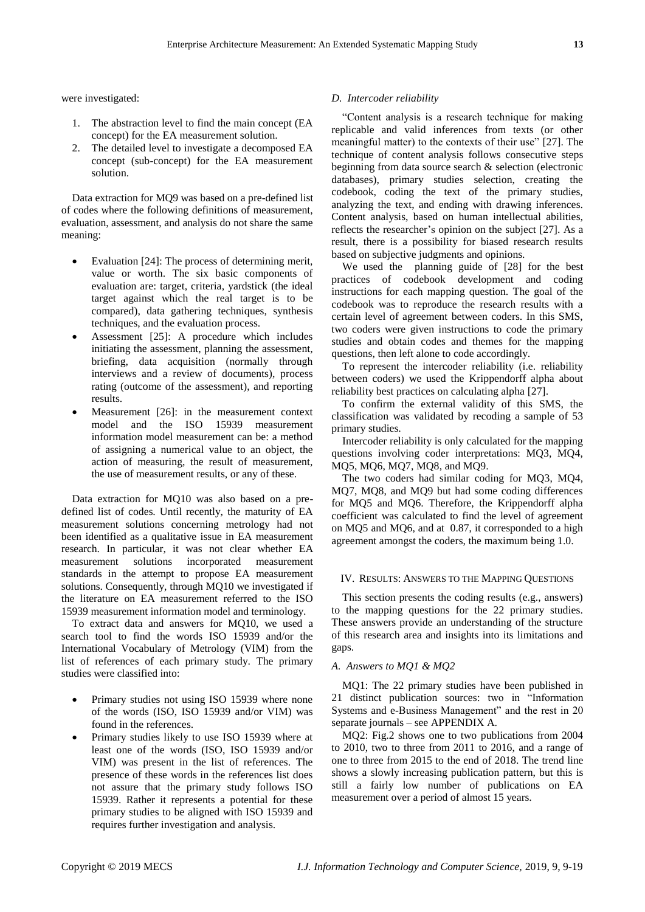were investigated:

1. The abstraction level to find the main concept (EA concept) for the EA measurement solution.
2. The detailed level to investigate a decomposed EA concept (sub-concept) for the EA measurement solution.

Data extraction for MQ9 was based on a pre-defined list of codes where the following definitions of measurement, evaluation, assessment, and analysis do not share the same meaning:

- Evaluation [24]: The process of determining merit, value or worth. The six basic components of evaluation are: target, criteria, yardstick (the ideal target against which the real target is to be compared), data gathering techniques, synthesis techniques, and the evaluation process.
- Assessment [25]: A procedure which includes initiating the assessment, planning the assessment, briefing, data acquisition (normally through interviews and a review of documents), process rating (outcome of the assessment), and reporting results.
- Measurement [26]: in the measurement context model and the ISO 15939 measurement information model measurement can be: a method of assigning a numerical value to an object, the action of measuring, the result of measurement, the use of measurement results, or any of these.

Data extraction for MQ10 was also based on a pre-defined list of codes. Until recently, the maturity of EA measurement solutions concerning metrology had not been identified as a qualitative issue in EA measurement research. In particular, it was not clear whether EA measurement solutions incorporated measurement standards in the attempt to propose EA measurement solutions. Consequently, through MQ10 we investigated if the literature on EA measurement referred to the ISO 15939 measurement information model and terminology.

To extract data and answers for MQ10, we used a search tool to find the words ISO 15939 and/or the International Vocabulary of Metrology (VIM) from the list of references of each primary study. The primary studies were classified into:

- Primary studies not using ISO 15939 where none of the words (ISO, ISO 15939 and/or VIM) was found in the references.
- Primary studies likely to use ISO 15939 where at least one of the words (ISO, ISO 15939 and/or VIM) was present in the list of references. The presence of these words in the references list does not assure that the primary study follows ISO 15939. Rather it represents a potential for these primary studies to be aligned with ISO 15939 and requires further investigation and analysis.

### *D. Intercoder reliability*

"Content analysis is a research technique for making replicable and valid inferences from texts (or other meaningful matter) to the contexts of their use" [27]. The technique of content analysis follows consecutive steps beginning from data source search & selection (electronic databases), primary studies selection, creating the codebook, coding the text of the primary studies, analyzing the text, and ending with drawing inferences. Content analysis, based on human intellectual abilities, reflects the researcher's opinion on the subject [27]. As a result, there is a possibility for biased research results based on subjective judgments and opinions.

We used the planning guide of [28] for the best practices of codebook development and coding instructions for each mapping question. The goal of the codebook was to reproduce the research results with a certain level of agreement between coders. In this SMS, two coders were given instructions to code the primary studies and obtain codes and themes for the mapping questions, then left alone to code accordingly.

To represent the intercoder reliability (i.e. reliability between coders) we used the Krippendorff alpha about reliability best practices on calculating alpha [27].

To confirm the external validity of this SMS, the classification was validated by recoding a sample of 53 primary studies.

Intercoder reliability is only calculated for the mapping questions involving coder interpretations: MQ3, MQ4, MQ5, MQ6, MQ7, MQ8, and MQ9.

The two coders had similar coding for MQ3, MQ4, MQ7, MQ8, and MQ9 but had some coding differences for MQ5 and MQ6. Therefore, the Krippendorff alpha coefficient was calculated to find the level of agreement on MQ5 and MQ6, and at 0.87, it corresponded to a high agreement amongst the coders, the maximum being 1.0.

## IV. Results: Answers to the Mapping Questions

This section presents the coding results (e.g., answers) to the mapping questions for the 22 primary studies. These answers provide an understanding of the structure of this research area and insights into its limitations and gaps.

### *A. Answers to MQ1 & MQ2*

MQ1: The 22 primary studies have been published in 21 distinct publication sources: two in "Information Systems and e-Business Management" and the rest in 20 separate journals – see APPENDIX A.

MQ2: Fig.2 shows one to two publications from 2004 to 2010, two to three from 2011 to 2016, and a range of one to three from 2015 to the end of 2018. The trend line shows a slowly increasing publication pattern, but this is still a fairly low number of publications on EA measurement over a period of almost 15 years.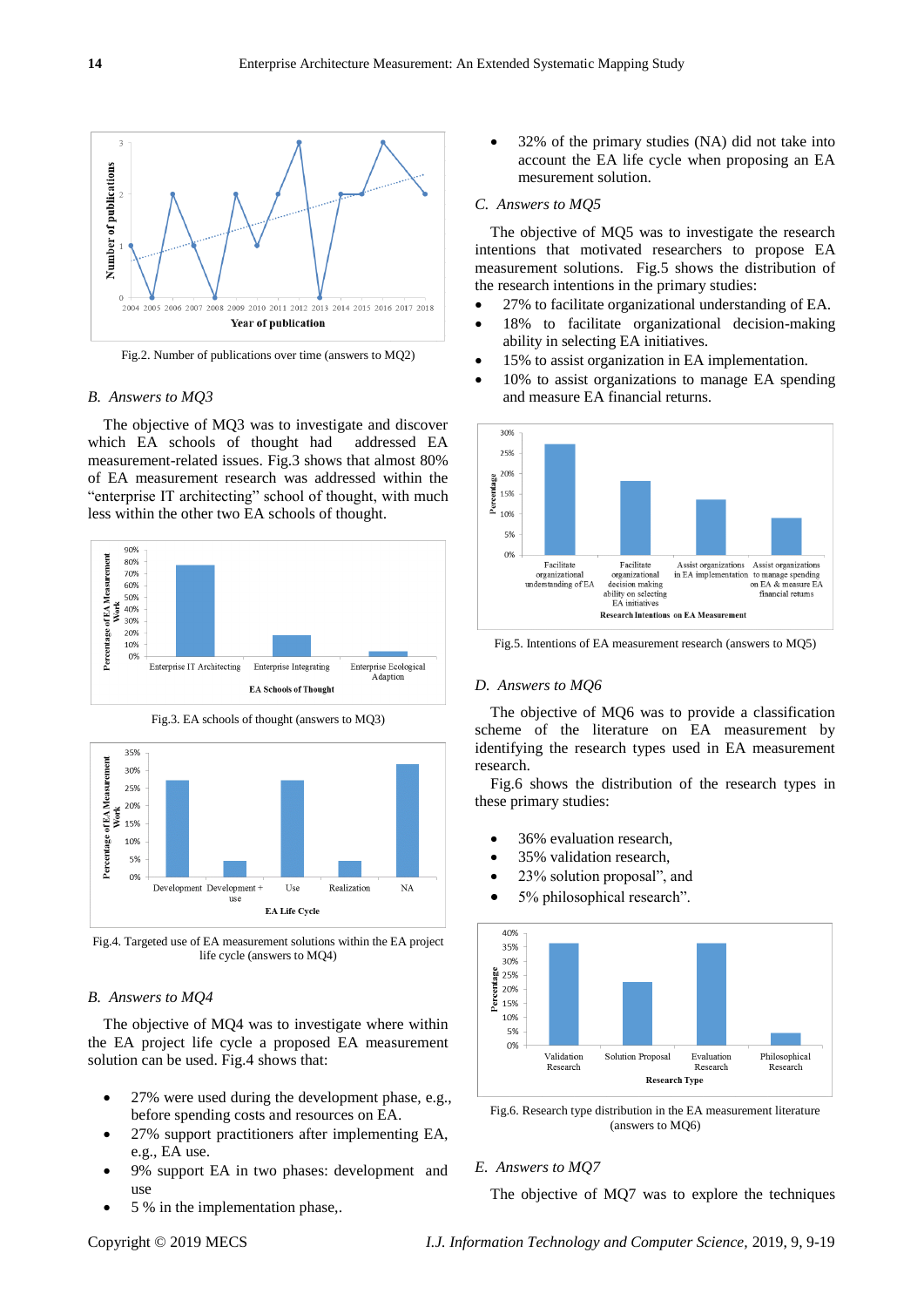Fig.2. Number of publications over time (answers to MQ2)

### B. Answers to MQ3

The objective of MQ3 was to investigate and discover which EA schools of thought had addressed EA measurement-related issues. Fig.3 shows that almost 80% of EA measurement research was addressed within the "enterprise IT architecting" school of thought, with much less within the other two EA schools of thought.

Fig.3. EA schools of thought (answers to MQ3)

Fig.4. Targeted use of EA measurement solutions within the EA project life cycle (answers to MQ4)

### B. Answers to MQ4

The objective of MQ4 was to investigate where within the EA project life cycle a proposed EA measurement solution can be used. Fig.4 shows that:

- 27% were used during the development phase, e.g., before spending costs and resources on EA.
- 27% support practitioners after implementing EA, e.g., EA use.
- 9% support EA in two phases: development and use
- 5 % in the implementation phase,.
- 32% of the primary studies (NA) did not take into account the EA life cycle when proposing an EA mesurement solution.

### C. Answers to MQ5

The objective of MQ5 was to investigate the research intentions that motivated researchers to propose EA measurement solutions. Fig.5 shows the distribution of the research intentions in the primary studies:

- 27% to facilitate organizational understanding of EA.
- 18% to facilitate organizational decision-making ability in selecting EA initiatives.
- 15% to assist organization in EA implementation.
- 10% to assist organizations to manage EA spending and measure EA financial returns.

Fig.5. Intentions of EA measurement research (answers to MQ5)

### D. Answers to MQ6

The objective of MQ6 was to provide a classification scheme of the literature on EA measurement by identifying the research types used in EA measurement research.

Fig.6 shows the distribution of the research types in these primary studies:

- 36% evaluation research,
- 35% validation research,
- 23% solution proposal", and
- 5% philosophical research".

Fig.6. Research type distribution in the EA measurement literature (answers to MQ6)

### E. Answers to MQ7

The objective of MQ7 was to explore the techniques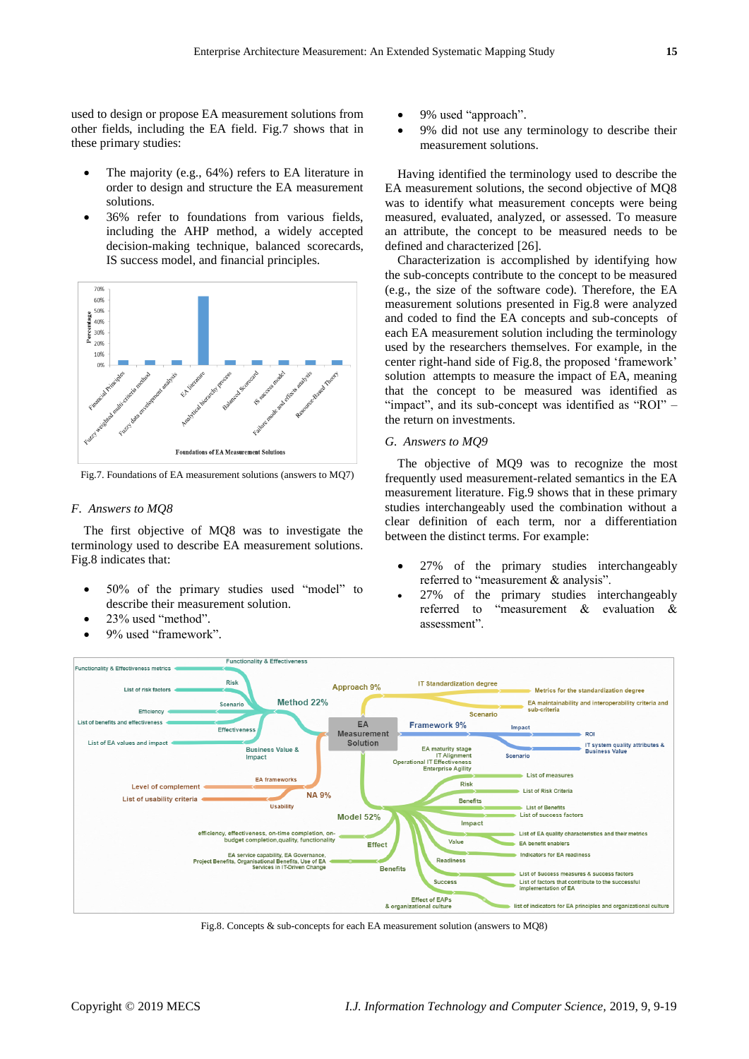used to design or propose EA measurement solutions from other fields, including the EA field. Fig.7 shows that in these primary studies:

- The majority (e.g., 64%) refers to EA literature in order to design and structure the EA measurement solutions.
- 36% refer to foundations from various fields, including the AHP method, a widely accepted decision-making technique, balanced scorecards, IS success model, and financial principles.

Fig.7. Foundations of EA measurement solutions (answers to MQ7)

### F. Answers to MQ8

The first objective of MQ8 was to investigate the terminology used to describe EA measurement solutions. Fig.8 indicates that:

- 50% of the primary studies used "model" to describe their measurement solution.
- 23% used "method".
- 9% used "framework".
- 9% used "approach".
- 9% did not use any terminology to describe their measurement solutions.

Having identified the terminology used to describe the EA measurement solutions, the second objective of MQ8 was to identify what measurement concepts were being measured, evaluated, analyzed, or assessed. To measure an attribute, the concept to be measured needs to be defined and characterized [26].

Characterization is accomplished by identifying how the sub-concepts contribute to the concept to be measured (e.g., the size of the software code). Therefore, the EA measurement solutions presented in Fig.8 were analyzed and coded to find the EA concepts and sub-concepts of each EA measurement solution including the terminology used by the researchers themselves. For example, in the center right-hand side of Fig.8, the proposed 'framework' solution attempts to measure the impact of EA, meaning that the concept to be measured was identified as "impact", and its sub-concept was identified as "ROI" – the return on investments.

### G. Answers to MQ9

The objective of MQ9 was to recognize the most frequently used measurement-related semantics in the EA measurement literature. Fig.9 shows that in these primary studies interchangeably used the combination without a clear definition of each term, nor a differentiation between the distinct terms. For example:

- 27% of the primary studies interchangeably referred to "measurement & analysis".
- 27% of the primary studies interchangeably referred to "measurement & evaluation & assessment".

Fig.8. Concepts & sub-concepts for each EA measurement solution (answers to MQ8)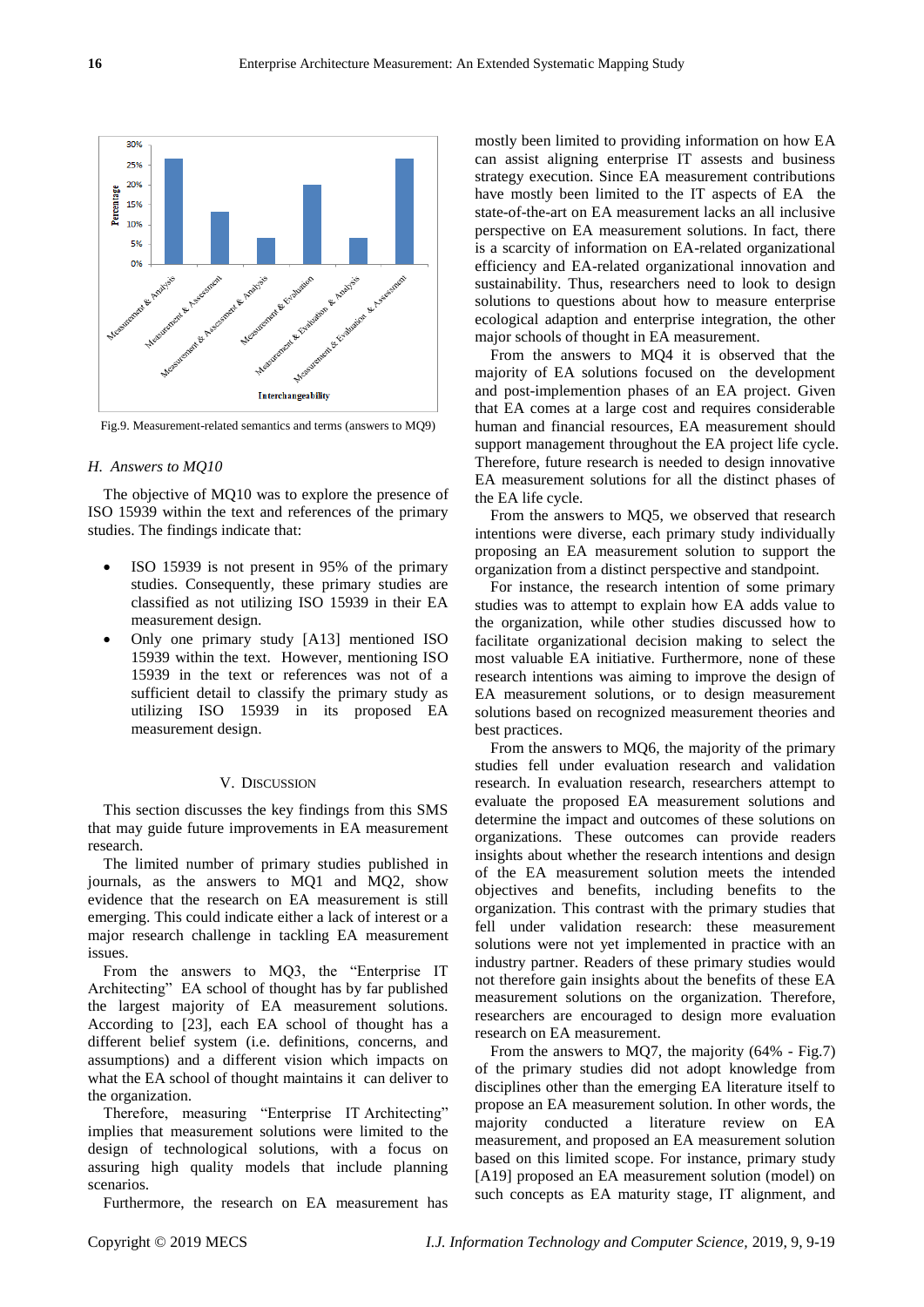Fig.9. Measurement-related semantics and terms (answers to MQ9)

*H. Answers to MQ10*

The objective of MQ10 was to explore the presence of ISO 15939 within the text and references of the primary studies. The findings indicate that:

- ISO 15939 is not present in 95% of the primary studies. Consequently, these primary studies are classified as not utilizing ISO 15939 in their EA measurement design.
- Only one primary study [A13] mentioned ISO 15939 within the text. However, mentioning ISO 15939 in the text or references was not of a sufficient detail to classify the primary study as utilizing ISO 15939 in its proposed EA measurement design.

## V. Discussion

This section discusses the key findings from this SMS that may guide future improvements in EA measurement research.

The limited number of primary studies published in journals, as the answers to MQ1 and MQ2, show evidence that the research on EA measurement is still emerging. This could indicate either a lack of interest or a major research challenge in tackling EA measurement issues.

From the answers to MQ3, the "Enterprise IT Architecting" EA school of thought has by far published the largest majority of EA measurement solutions. According to [23], each EA school of thought has a different belief system (i.e. definitions, concerns, and assumptions) and a different vision which impacts on what the EA school of thought maintains it can deliver to the organization.

Therefore, measuring "Enterprise IT Architecting" implies that measurement solutions were limited to the design of technological solutions, with a focus on assuring high quality models that include planning scenarios.

Furthermore, the research on EA measurement has mostly been limited to providing information on how EA can assist aligning enterprise IT assests and business strategy execution. Since EA measurement contributions have mostly been limited to the IT aspects of EA the state-of-the-art on EA measurement lacks an all inclusive perspective on EA measurement solutions. In fact, there is a scarcity of information on EA-related organizational efficiency and EA-related organizational innovation and sustainability. Thus, researchers need to look to design solutions to questions about how to measure enterprise ecological adaption and enterprise integration, the other major schools of thought in EA measurement.

From the answers to MQ4 it is observed that the majority of EA solutions focused on the development and post-implemention phases of an EA project. Given that EA comes at a large cost and requires considerable human and financial resources, EA measurement should support management throughout the EA project life cycle. Therefore, future research is needed to design innovative EA measurement solutions for all the distinct phases of the EA life cycle.

From the answers to MQ5, we observed that research intentions were diverse, each primary study individually proposing an EA measurement solution to support the organization from a distinct perspective and standpoint.

For instance, the research intention of some primary studies was to attempt to explain how EA adds value to the organization, while other studies discussed how to facilitate organizational decision making to select the most valuable EA initiative. Furthermore, none of these research intentions was aiming to improve the design of EA measurement solutions, or to design measurement solutions based on recognized measurement theories and best practices.

From the answers to MQ6, the majority of the primary studies fell under evaluation research and validation research. In evaluation research, researchers attempt to evaluate the proposed EA measurement solutions and determine the impact and outcomes of these solutions on organizations. These outcomes can provide readers insights about whether the research intentions and design of the EA measurement solution meets the intended objectives and benefits, including benefits to the organization. This contrast with the primary studies that fell under validation research: these measurement solutions were not yet implemented in practice with an industry partner. Readers of these primary studies would not therefore gain insights about the benefits of these EA measurement solutions on the organization. Therefore, researchers are encouraged to design more evaluation research on EA measurement.

From the answers to MQ7, the majority (64% - Fig.7) of the primary studies did not adopt knowledge from disciplines other than the emerging EA literature itself to propose an EA measurement solution. In other words, the majority conducted a literature review on EA measurement, and proposed an EA measurement solution based on this limited scope. For instance, primary study [A19] proposed an EA measurement solution (model) on such concepts as EA maturity stage, IT alignment, and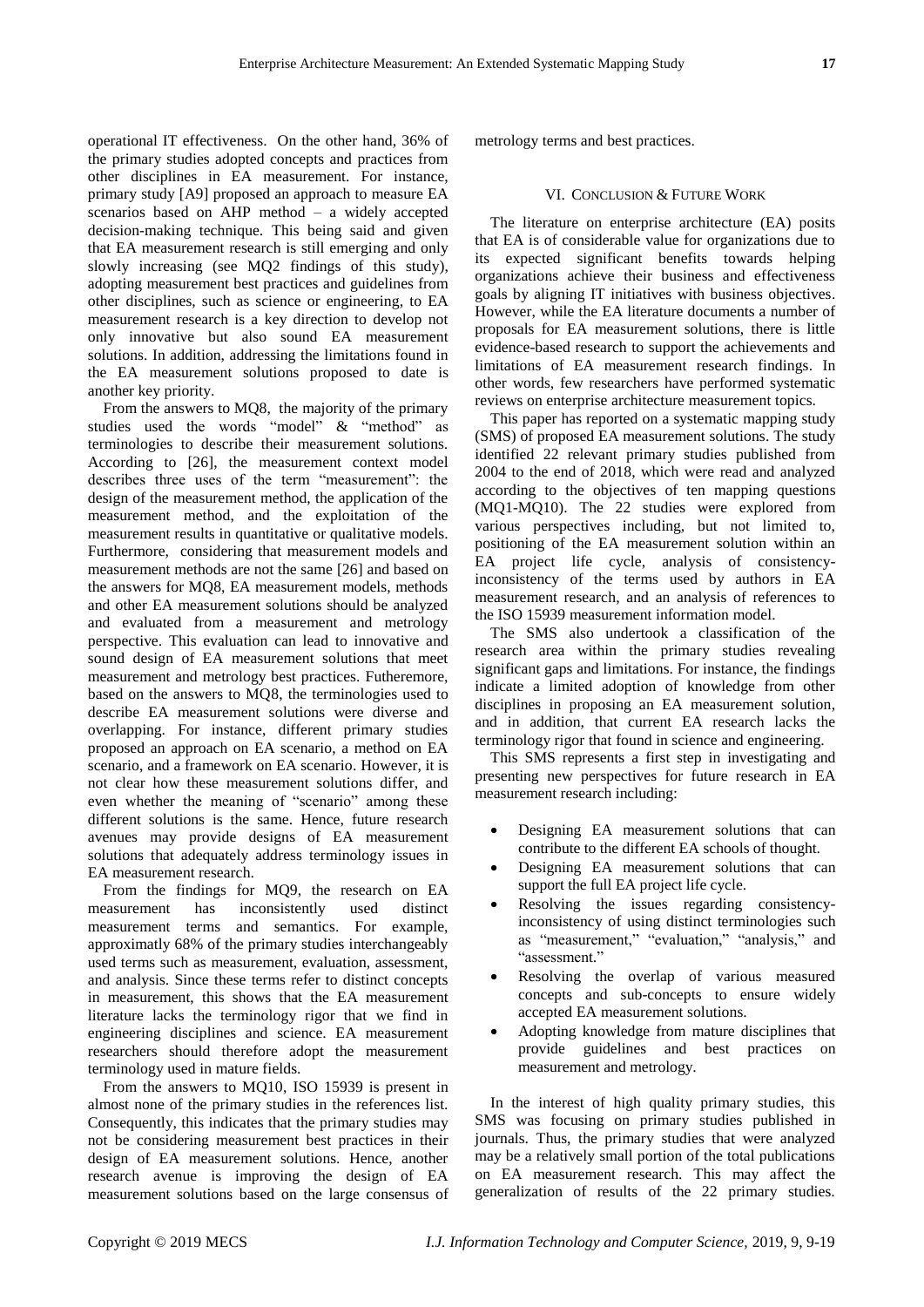operational IT effectiveness. On the other hand, 36% of the primary studies adopted concepts and practices from other disciplines in EA measurement. For instance, primary study [A9] proposed an approach to measure EA scenarios based on AHP method – a widely accepted decision-making technique. This being said and given that EA measurement research is still emerging and only slowly increasing (see MQ2 findings of this study), adopting measurement best practices and guidelines from other disciplines, such as science or engineering, to EA measurement research is a key direction to develop not only innovative but also sound EA measurement solutions. In addition, addressing the limitations found in the EA measurement solutions proposed to date is another key priority.

From the answers to MQ8, the majority of the primary studies used the words "model" & "method" as terminologies to describe their measurement solutions. According to [26], the measurement context model describes three uses of the term "measurement": the design of the measurement method, the application of the measurement method, and the exploitation of the measurement results in quantitative or qualitative models. Furthermore, considering that measurement models and measurement methods are not the same [26] and based on the answers for MQ8, EA measurement models, methods and other EA measurement solutions should be analyzed and evaluated from a measurement and metrology perspective. This evaluation can lead to innovative and sound design of EA measurement solutions that meet measurement and metrology best practices. Futheremore, based on the answers to MQ8, the terminologies used to describe EA measurement solutions were diverse and overlapping. For instance, different primary studies proposed an approach on EA scenario, a method on EA scenario, and a framework on EA scenario. However, it is not clear how these measurement solutions differ, and even whether the meaning of "scenario" among these different solutions is the same. Hence, future research avenues may provide designs of EA measurement solutions that adequately address terminology issues in EA measurement research.

From the findings for MQ9, the research on EA measurement has inconsistently used distinct measurement terms and semantics. For example, approximatly 68% of the primary studies interchangeably used terms such as measurement, evaluation, assessment, and analysis. Since these terms refer to distinct concepts in measurement, this shows that the EA measurement literature lacks the terminology rigor that we find in engineering disciplines and science. EA measurement researchers should therefore adopt the measurement terminology used in mature fields.

From the answers to MQ10, ISO 15939 is present in almost none of the primary studies in the references list. Consequently, this indicates that the primary studies may not be considering measurement best practices in their design of EA measurement solutions. Hence, another research avenue is improving the design of EA measurement solutions based on the large consensus of metrology terms and best practices.

## VI. Conclusion & Future Work

The literature on enterprise architecture (EA) posits that EA is of considerable value for organizations due to its expected significant benefits towards helping organizations achieve their business and effectiveness goals by aligning IT initiatives with business objectives. However, while the EA literature documents a number of proposals for EA measurement solutions, there is little evidence-based research to support the achievements and limitations of EA measurement research findings. In other words, few researchers have performed systematic reviews on enterprise architecture measurement topics.

This paper has reported on a systematic mapping study (SMS) of proposed EA measurement solutions. The study identified 22 relevant primary studies published from 2004 to the end of 2018, which were read and analyzed according to the objectives of ten mapping questions (MQ1-MQ10). The 22 studies were explored from various perspectives including, but not limited to, positioning of the EA measurement solution within an EA project life cycle, analysis of consistency-inconsistency of the terms used by authors in EA measurement research, and an analysis of references to the ISO 15939 measurement information model.

The SMS also undertook a classification of the research area within the primary studies revealing significant gaps and limitations. For instance, the findings indicate a limited adoption of knowledge from other disciplines in proposing an EA measurement solution, and in addition, that current EA research lacks the terminology rigor that found in science and engineering.

This SMS represents a first step in investigating and presenting new perspectives for future research in EA measurement research including:

- Designing EA measurement solutions that can contribute to the different EA schools of thought.
- Designing EA measurement solutions that can support the full EA project life cycle.
- Resolving the issues regarding consistency-inconsistency of using distinct terminologies such as "measurement," "evaluation," "analysis," and "assessment."
- Resolving the overlap of various measured concepts and sub-concepts to ensure widely accepted EA measurement solutions.
- Adopting knowledge from mature disciplines that provide guidelines and best practices on measurement and metrology.

In the interest of high quality primary studies, this SMS was focusing on primary studies published in journals. Thus, the primary studies that were analyzed may be a relatively small portion of the total publications on EA measurement research. This may affect the generalization of results of the 22 primary studies.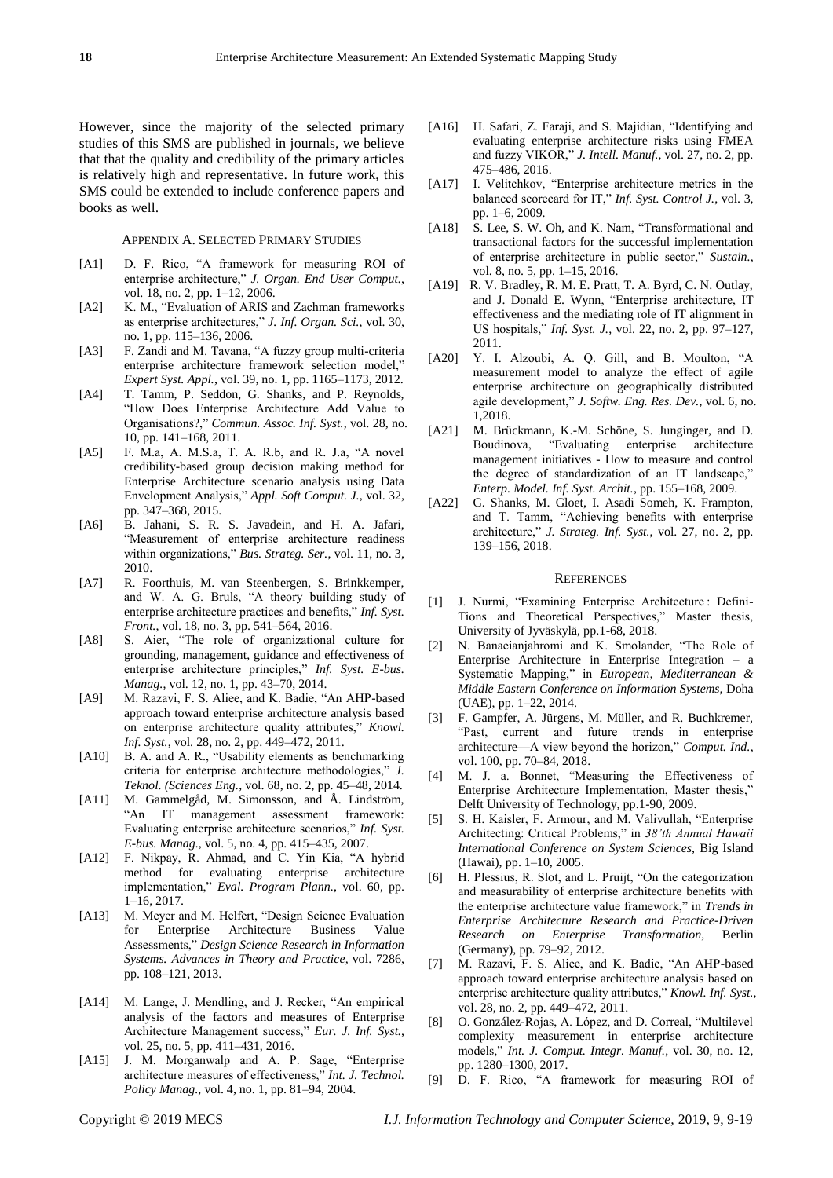However, since the majority of the selected primary studies of this SMS are published in journals, we believe that that the quality and credibility of the primary articles is relatively high and representative. In future work, this SMS could be extended to include conference papers and books as well.

## Appendix A. Selected Primary Studies

- [A1] D. F. Rico, "A framework for measuring ROI of enterprise architecture," *J. Organ. End User Comput.*, vol. 18, no. 2, pp. 1–12, 2006.
- [A2] K. M., "Evaluation of ARIS and Zachman frameworks as enterprise architectures," *J. Inf. Organ. Sci.*, vol. 30, no. 1, pp. 115–136, 2006.
- [A3] F. Zandi and M. Tavana, "A fuzzy group multi-criteria enterprise architecture framework selection model," *Expert Syst. Appl.*, vol. 39, no. 1, pp. 1165–1173, 2012.
- [A4] T. Tamm, P. Seddon, G. Shanks, and P. Reynolds, "How Does Enterprise Architecture Add Value to Organisations?," *Commun. Assoc. Inf. Syst.*, vol. 28, no. 10, pp. 141–168, 2011.
- [A5] F. M.a, A. M.S.a, T. A. R.b, and R. J.a, "A novel credibility-based group decision making method for Enterprise Architecture scenario analysis using Data Envelopment Analysis," *Appl. Soft Comput. J.*, vol. 32, pp. 347–368, 2015.
- [A6] B. Jahani, S. R. S. Javadein, and H. A. Jafari, "Measurement of enterprise architecture readiness within organizations," *Bus. Strateg. Ser.*, vol. 11, no. 3, 2010.
- [A7] R. Foorthuis, M. van Steenbergen, S. Brinkkemper, and W. A. G. Bruls, "A theory building study of enterprise architecture practices and benefits," *Inf. Syst. Front.*, vol. 18, no. 3, pp. 541–564, 2016.
- [A8] S. Aier, "The role of organizational culture for grounding, management, guidance and effectiveness of enterprise architecture principles," *Inf. Syst. E-bus. Manag.*, vol. 12, no. 1, pp. 43–70, 2014.
- [A9] M. Razavi, F. S. Aliee, and K. Badie, "An AHP-based approach toward enterprise architecture analysis based on enterprise architecture quality attributes," *Knowl. Inf. Syst.*, vol. 28, no. 2, pp. 449–472, 2011.
- [A10] B. A. and A. R., "Usability elements as benchmarking criteria for enterprise architecture methodologies," *J. Teknol. (Sciences Eng.*, vol. 68, no. 2, pp. 45–48, 2014.
- [A11] M. Gammelgåd, M. Simonsson, and Å. Lindström, "An IT management assessment framework: Evaluating enterprise architecture scenarios," *Inf. Syst. E-bus. Manag.*, vol. 5, no. 4, pp. 415–435, 2007.
- [A12] F. Nikpay, R. Ahmad, and C. Yin Kia, "A hybrid method for evaluating enterprise architecture implementation," *Eval. Program Plann.*, vol. 60, pp. 1–16, 2017.
- [A13] M. Meyer and M. Helfert, "Design Science Evaluation for Enterprise Architecture Business Value Assessments," *Design Science Research in Information Systems. Advances in Theory and Practice,* vol. 7286, pp. 108–121, 2013.
- [A14] M. Lange, J. Mendling, and J. Recker, "An empirical analysis of the factors and measures of Enterprise Architecture Management success," *Eur. J. Inf. Syst.*, vol. 25, no. 5, pp. 411–431, 2016.
- [A15] J. M. Morganwalp and A. P. Sage, "Enterprise architecture measures of effectiveness," *Int. J. Technol. Policy Manag.*, vol. 4, no. 1, pp. 81–94, 2004.
- [A16] H. Safari, Z. Faraji, and S. Majidian, "Identifying and evaluating enterprise architecture risks using FMEA and fuzzy VIKOR," *J. Intell. Manuf.*, vol. 27, no. 2, pp. 475–486, 2016.
- [A17] I. Velitchkov, "Enterprise architecture metrics in the balanced scorecard for IT," *Inf. Syst. Control J.*, vol. 3, pp. 1–6, 2009.
- [A18] S. Lee, S. W. Oh, and K. Nam, "Transformational and transactional factors for the successful implementation of enterprise architecture in public sector," *Sustain.*, vol. 8, no. 5, pp. 1–15, 2016.
- [A19] R. V. Bradley, R. M. E. Pratt, T. A. Byrd, C. N. Outlay, and J. Donald E. Wynn, "Enterprise architecture, IT effectiveness and the mediating role of IT alignment in US hospitals," *Inf. Syst. J.*, vol. 22, no. 2, pp. 97–127, 2011.
- [A20] Y. I. Alzoubi, A. Q. Gill, and B. Moulton, "A measurement model to analyze the effect of agile enterprise architecture on geographically distributed agile development," *J. Softw. Eng. Res. Dev.*, vol. 6, no. 1,2018.
- [A21] M. Brückmann, K.-M. Schöne, S. Junginger, and D. Boudinova, "Evaluating enterprise architecture management initiatives - How to measure and control the degree of standardization of an IT landscape," *Enterp. Model. Inf. Syst. Archit.*, pp. 155–168, 2009.
- [A22] G. Shanks, M. Gloet, I. Asadi Someh, K. Frampton, and T. Tamm, "Achieving benefits with enterprise architecture," *J. Strateg. Inf. Syst.*, vol. 27, no. 2, pp. 139–156, 2018.

## References

- [1] J. Nurmi, "Examining Enterprise Architecture : Defini-Tions and Theoretical Perspectives," Master thesis, University of Jyväskylä, pp.1-68, 2018.
- [2] N. Banaeianjahromi and K. Smolander, "The Role of Enterprise Architecture in Enterprise Integration – a Systematic Mapping," in *European, Mediterranean & Middle Eastern Conference on Information Systems*, Doha (UAE), pp. 1–22, 2014.
- [3] F. Gampfer, A. Jürgens, M. Müller, and R. Buchkremer, "Past, current and future trends in enterprise architecture—A view beyond the horizon," *Comput. Ind.*, vol. 100, pp. 70–84, 2018.
- [4] M. J. a. Bonnet, "Measuring the Effectiveness of Enterprise Architecture Implementation, Master thesis," Delft University of Technology, pp.1-90, 2009.
- [5] S. H. Kaisler, F. Armour, and M. Valivullah, "Enterprise Architecting: Critical Problems," in *38'th Annual Hawaii International Conference on System Sciences,* Big Island (Hawaii), pp. 1–10, 2005.
- [6] H. Plessius, R. Slot, and L. Pruijt, "On the categorization and measurability of enterprise architecture benefits with the enterprise architecture value framework," in *Trends in Enterprise Architecture Research and Practice-Driven Research on Enterprise Transformation,* Berlin (Germany), pp. 79–92, 2012.
- [7] M. Razavi, F. S. Aliee, and K. Badie, "An AHP-based approach toward enterprise architecture analysis based on enterprise architecture quality attributes," *Knowl. Inf. Syst.*, vol. 28, no. 2, pp. 449–472, 2011.
- [8] O. González-Rojas, A. López, and D. Correal, "Multilevel complexity measurement in enterprise architecture models," *Int. J. Comput. Integr. Manuf.*, vol. 30, no. 12, pp. 1280–1300, 2017.
- [9] D. F. Rico, "A framework for measuring ROI of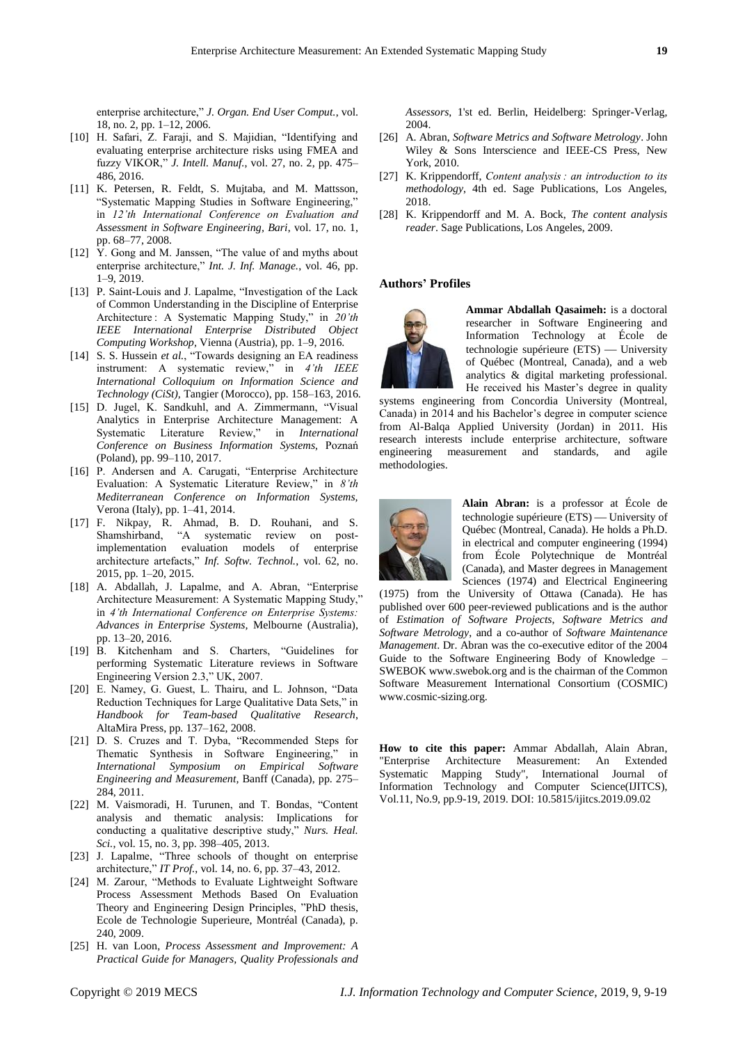enterprise architecture," *J. Organ. End User Comput.*, vol. 18, no. 2, pp. 1–12, 2006.

[10] H. Safari, Z. Faraji, and S. Majidian, "Identifying and evaluating enterprise architecture risks using FMEA and fuzzy VIKOR," *J. Intell. Manuf.*, vol. 27, no. 2, pp. 475–486, 2016.

[11] K. Petersen, R. Feldt, S. Mujtaba, and M. Mattsson, "Systematic Mapping Studies in Software Engineering," in *12'th International Conference on Evaluation and Assessment in Software Engineering, Bari*, vol. 17, no. 1, pp. 68–77, 2008.

[12] Y. Gong and M. Janssen, "The value of and myths about enterprise architecture," *Int. J. Inf. Manage.*, vol. 46, pp. 1–9, 2019.

[13] P. Saint-Louis and J. Lapalme, "Investigation of the Lack of Common Understanding in the Discipline of Enterprise Architecture : A Systematic Mapping Study," in *20'th IEEE International Enterprise Distributed Object Computing Workshop*, Vienna (Austria), pp. 1–9, 2016.

[14] S. S. Hussein *et al.*, "Towards designing an EA readiness instrument: A systematic review," in *4'th IEEE International Colloquium on Information Science and Technology (CiSt)*, Tangier (Morocco), pp. 158–163, 2016.

[15] D. Jugel, K. Sandkuhl, and A. Zimmermann, "Visual Analytics in Enterprise Architecture Management: A Systematic Literature Review," in *International Conference on Business Information Systems*, Poznań (Poland), pp. 99–110, 2017.

[16] P. Andersen and A. Carugati, "Enterprise Architecture Evaluation: A Systematic Literature Review," in *8'th Mediterranean Conference on Information Systems*, Verona (Italy), pp. 1–41, 2014.

[17] F. Nikpay, R. Ahmad, B. D. Rouhani, and S. Shamshirband, "A systematic review on post-implementation evaluation models of enterprise architecture artefacts," *Inf. Softw. Technol.*, vol. 62, no. 2015, pp. 1–20, 2015.

[18] A. Abdallah, J. Lapalme, and A. Abran, "Enterprise Architecture Measurement: A Systematic Mapping Study," in *4'th International Conference on Enterprise Systems: Advances in Enterprise Systems*, Melbourne (Australia), pp. 13–20, 2016.

[19] B. Kitchenham and S. Charters, "Guidelines for performing Systematic Literature reviews in Software Engineering Version 2.3," UK, 2007.

[20] E. Namey, G. Guest, L. Thairu, and L. Johnson, "Data Reduction Techniques for Large Qualitative Data Sets," in *Handbook for Team-based Qualitative Research*, AltaMira Press, pp. 137–162, 2008.

[21] D. S. Cruzes and T. Dyba, "Recommended Steps for Thematic Synthesis in Software Engineering," in *International Symposium on Empirical Software Engineering and Measurement*, Banff (Canada), pp. 275–284, 2011.

[22] M. Vaismoradi, H. Turunen, and T. Bondas, "Content analysis and thematic analysis: Implications for conducting a qualitative descriptive study," *Nurs. Heal. Sci.*, vol. 15, no. 3, pp. 398–405, 2013.

[23] J. Lapalme, "Three schools of thought on enterprise architecture," *IT Prof.*, vol. 14, no. 6, pp. 37–43, 2012.

[24] M. Zarour, "Methods to Evaluate Lightweight Software Process Assessment Methods Based On Evaluation Theory and Engineering Design Principles, "PhD thesis, Ecole de Technologie Superieure, Montréal (Canada), p. 240, 2009.

[25] H. van Loon, *Process Assessment and Improvement: A Practical Guide for Managers, Quality Professionals and Assessors*, 1'st ed. Berlin, Heidelberg: Springer-Verlag, 2004.

[26] A. Abran, *Software Metrics and Software Metrology*. John Wiley & Sons Interscience and IEEE-CS Press, New York, 2010.

[27] K. Krippendorff, *Content analysis : an introduction to its methodology*, 4th ed. Sage Publications, Los Angeles, 2018.

[28] K. Krippendorff and M. A. Bock, *The content analysis reader*. Sage Publications, Los Angeles, 2009.

### Authors' Profiles

**Ammar Abdallah Qasaimeh:** is a doctoral researcher in Software Engineering and Information Technology at École de technologie supérieure (ETS) — University of Québec (Montreal, Canada), and a web analytics & digital marketing professional. He received his Master's degree in quality systems engineering from Concordia University (Montreal, Canada) in 2014 and his Bachelor's degree in computer science from Al-Balqa Applied University (Jordan) in 2011. His research interests include enterprise architecture, software engineering measurement and standards, and agile methodologies.

**Alain Abran:** is a professor at École de technologie supérieure (ETS) — University of Québec (Montreal, Canada). He holds a Ph.D. in electrical and computer engineering (1994) from École Polytechnique de Montréal (Canada), and Master degrees in Management Sciences (1974) and Electrical Engineering (1975) from the University of Ottawa (Canada). He has published over 600 peer-reviewed publications and is the author of *Estimation of Software Projects*, *Software Metrics and Software Metrology*, and a co-author of *Software Maintenance Management*. Dr. Abran was the co-executive editor of the 2004 Guide to the Software Engineering Body of Knowledge – SWEBOK www.swebok.org and is the chairman of the Common Software Measurement International Consortium (COSMIC) www.cosmic-sizing.org.

**How to cite this paper:** Ammar Abdallah, Alain Abran, "Enterprise Architecture Measurement: An Extended Systematic Mapping Study", International Journal of Information Technology and Computer Science(IJITCS), Vol.11, No.9, pp.9-19, 2019. DOI: 10.5815/ijitcs.2019.09.02